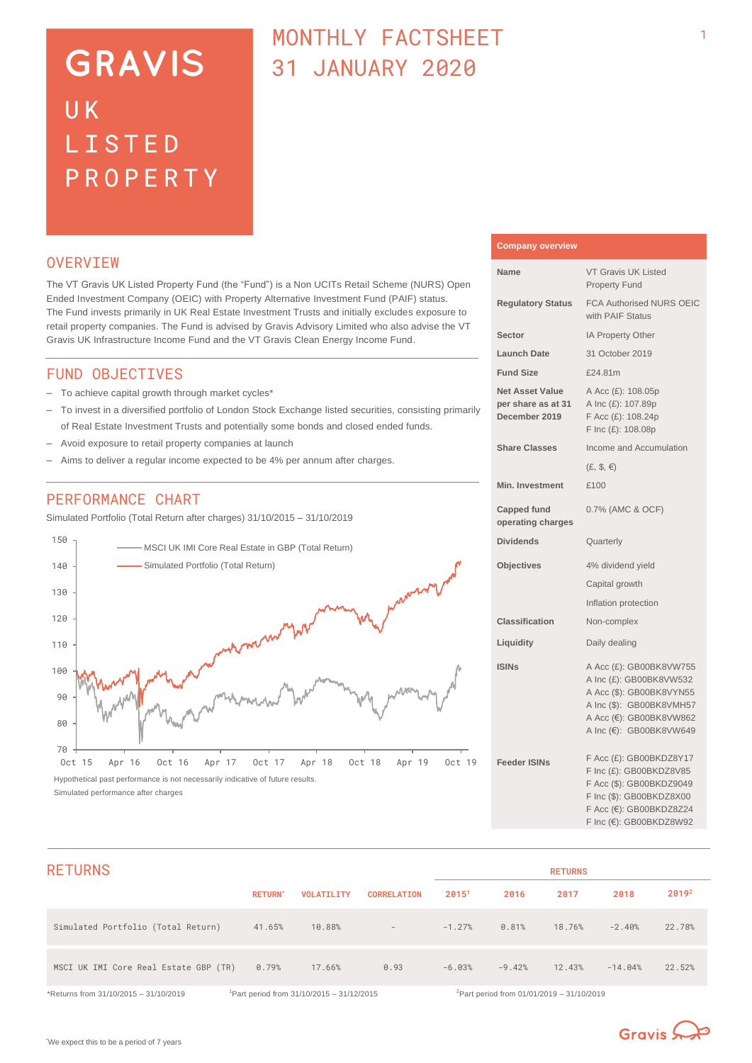# GRAVIS UK LISTED PROPERTY

## MONTHLY FACTSHEET 31 JANUARY 2020

## OVERVIEW

The VT Gravis UK Listed Property Fund (the "Fund") is a Non UCITs Retail Scheme (NURS) Open Ended Investment Company (OEIC) with Property Alternative Investment Fund (PAIF) status. The Fund invests primarily in UK Real Estate Investment Trusts and initially excludes exposure to retail property companies. The Fund is advised by Gravis Advisory Limited who also advise the VT Gravis UK Infrastructure Income Fund and the VT Gravis Clean Energy Income Fund.

## FUND OBJECTIVES

- To achieve capital growth through market cycles*
- To invest in a diversified portfolio of London Stock Exchange listed securities, consisting primarily of Real Estate Investment Trusts and potentially some bonds and closed ended funds.
- Avoid exposure to retail property companies at launch
- Aims to deliver a regular income expected to be 4% per annum after charges.

## PERFORMANCE CHART

Simulated Portfolio (Total Return after charges) 31/10/2015 – 31/10/2019

Legend: MSCI UK IMI Core Real Estate in GBP (Total Return); Simulated Portfolio (Total Return)

Hypothetical past performance is not necessarily indicative of future results.

Simulated performance after charges

## Company overview

| | |
|---|---|
| **Name** | VT Gravis UK Listed Property Fund |
| **Regulatory Status** | FCA Authorised NURS OEIC with PAIF Status |
| **Sector** | IA Property Other |
| **Launch Date** | 31 October 2019 |
| **Fund Size** | £24.81m |
| **Net Asset Value per share as at 31 December 2019** | A Acc (£): 108.05p<br>A Inc (£): 107.89p<br>F Acc (£): 108.24p<br>F Inc (£): 108.08p |
| **Share Classes** | Income and Accumulation<br>(£, $, €) |
| **Min. Investment** | £100 |
| **Capped fund operating charges** | 0.7% (AMC & OCF) |
| **Dividends** | Quarterly |
| **Objectives** | 4% dividend yield<br>Capital growth<br>Inflation protection |
| **Classification** | Non-complex |
| **Liquidity** | Daily dealing |
| **ISINs** | A Acc (£): GB00BK8VW755<br>A Inc (£): GB00BK8VW532<br>A Acc ($): GB00BK8VYN55<br>A Inc ($): GB00BK8VMH57<br>A Acc (€): GB00BK8VW862<br>A Inc (€): GB00BK8VW649 |
| **Feeder ISINs** | F Acc (£): GB00BKDZ8Y17<br>F Inc (£): GB00BKDZ8V85<br>F Acc ($): GB00BKDZ9049<br>F Inc ($): GB00BKDZ8X00<br>F Acc (€): GB00BKDZ8Z24<br>F Inc (€): GB00BKDZ8W92 |

## RETURNS

| | RETURN* | VOLATILITY | CORRELATION | RETURNS 2015[1] | 2016 | 2017 | 2018 | 2019[2] |
|---|---|---|---|---|---|---|---|---|
| Simulated Portfolio (Total Return) | 41.65% | 10.88% | – | -1.27% | 0.81% | 18.76% | -2.40% | 22.78% |
| MSCI UK IMI Core Real Estate GBP (TR) | 0.79% | 17.66% | 0.93 | -6.03% | -9.42% | 12.43% | -14.04% | 22.52% |

*Returns from 31/10/2015 – 31/10/2019 [1]Part period from 31/10/2015 – 31/12/2015 [2]Part period from 01/01/2019 – 31/10/2019

*We expect this to be a period of 7 years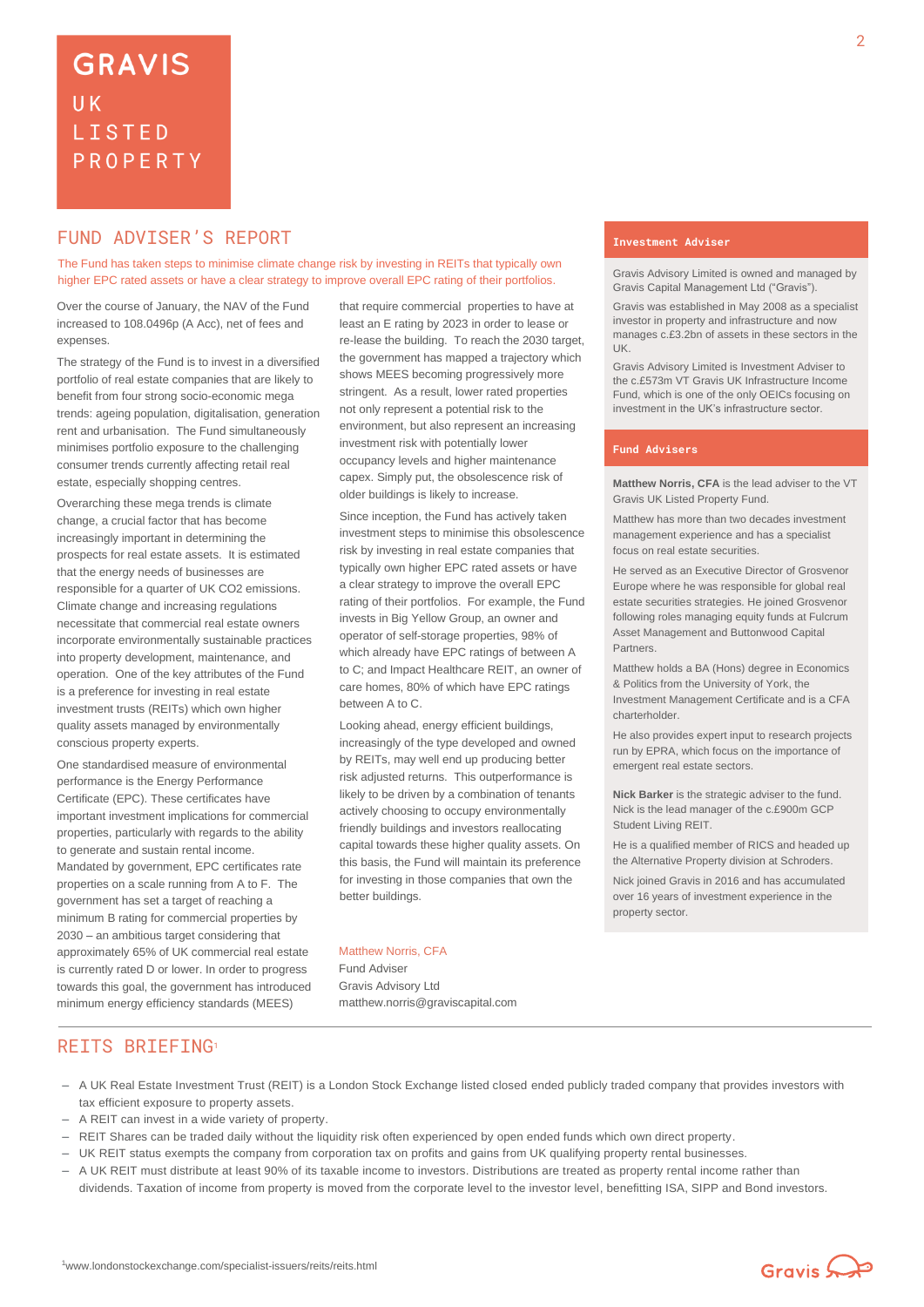# GRAVIS

UK LISTED PROPERTY

## FUND ADVISER'S REPORT

The Fund has taken steps to minimise climate change risk by investing in REITs that typically own higher EPC rated assets or have a clear strategy to improve overall EPC rating of their portfolios.

Over the course of January, the NAV of the Fund increased to 108.0496p (A Acc), net of fees and expenses.

The strategy of the Fund is to invest in a diversified portfolio of real estate companies that are likely to benefit from four strong socio-economic mega trends: ageing population, digitalisation, generation rent and urbanisation. The Fund simultaneously minimises portfolio exposure to the challenging consumer trends currently affecting retail real estate, especially shopping centres.

Overarching these mega trends is climate change, a crucial factor that has become increasingly important in determining the prospects for real estate assets. It is estimated that the energy needs of businesses are responsible for a quarter of UK $CO_2$ emissions. Climate change and increasing regulations necessitate that commercial real estate owners incorporate environmentally sustainable practices into property development, maintenance, and operation. One of the key attributes of the Fund is a preference for investing in real estate investment trusts (REITs) which own higher quality assets managed by environmentally conscious property experts.

One standardised measure of environmental performance is the Energy Performance Certificate (EPC). These certificates have important investment implications for commercial properties, particularly with regards to the ability to generate and sustain rental income. Mandated by government, EPC certificates rate properties on a scale running from A to F. The government has set a target of reaching a minimum B rating for commercial properties by 2030 – an ambitious target considering that approximately 65% of UK commercial real estate is currently rated D or lower. In order to progress towards this goal, the government has introduced minimum energy efficiency standards (MEES) that require commercial properties to have at least an E rating by 2023 in order to lease or re-lease the building. To reach the 2030 target, the government has mapped a trajectory which shows MEES becoming progressively more stringent. As a result, lower rated properties not only represent a potential risk to the environment, but also represent an increasing investment risk with potentially lower occupancy levels and higher maintenance capex. Simply put, the obsolescence risk of older buildings is likely to increase.

Since inception, the Fund has actively taken investment steps to minimise this obsolescence risk by investing in real estate companies that typically own higher EPC rated assets or have a clear strategy to improve the overall EPC rating of their portfolios. For example, the Fund invests in Big Yellow Group, an owner and operator of self-storage properties, 98% of which already have EPC ratings of between A to C; and Impact Healthcare REIT, an owner of care homes, 80% of which have EPC ratings between A to C.

Looking ahead, energy efficient buildings, increasingly of the type developed and owned by REITs, may well end up producing better risk adjusted returns. This outperformance is likely to be driven by a combination of tenants actively choosing to occupy environmentally friendly buildings and investors reallocating capital towards these higher quality assets. On this basis, the Fund will maintain its preference for investing in those companies that own the better buildings.

Matthew Norris, CFA
Fund Adviser
Gravis Advisory Ltd
matthew.norris@graviscapital.com

### Investment Adviser

Gravis Advisory Limited is owned and managed by Gravis Capital Management Ltd ("Gravis").

Gravis was established in May 2008 as a specialist investor in property and infrastructure and now manages c.£3.2bn of assets in these sectors in the UK.

Gravis Advisory Limited is Investment Adviser to the c.£573m VT Gravis UK Infrastructure Income Fund, which is one of the only OEICs focusing on investment in the UK's infrastructure sector.

### Fund Advisers

**Matthew Norris, CFA** is the lead adviser to the VT Gravis UK Listed Property Fund.

Matthew has more than two decades investment management experience and has a specialist focus on real estate securities.

He served as an Executive Director of Grosvenor Europe where he was responsible for global real estate securities strategies. He joined Grosvenor following roles managing equity funds at Fulcrum Asset Management and Buttonwood Capital Partners.

Matthew holds a BA (Hons) degree in Economics & Politics from the University of York, the Investment Management Certificate and is a CFA charterholder.

He also provides expert input to research projects run by EPRA, which focus on the importance of emergent real estate sectors.

**Nick Barker** is the strategic adviser to the fund. Nick is the lead manager of the c.£900m GCP Student Living REIT.

He is a qualified member of RICS and headed up the Alternative Property division at Schroders.

Nick joined Gravis in 2016 and has accumulated over 16 years of investment experience in the property sector.

## REITS BRIEFING[1]

- A UK Real Estate Investment Trust (REIT) is a London Stock Exchange listed closed ended publicly traded company that provides investors with tax efficient exposure to property assets.
- A REIT can invest in a wide variety of property.
- REIT Shares can be traded daily without the liquidity risk often experienced by open ended funds which own direct property.
- UK REIT status exempts the company from corporation tax on profits and gains from UK qualifying property rental businesses.
- A UK REIT must distribute at least 90% of its taxable income to investors. Distributions are treated as property rental income rather than dividends. Taxation of income from property is moved from the corporate level to the investor level, benefitting ISA, SIPP and Bond investors.

[1] www.londonstockexchange.com/specialist-issuers/reits/reits.html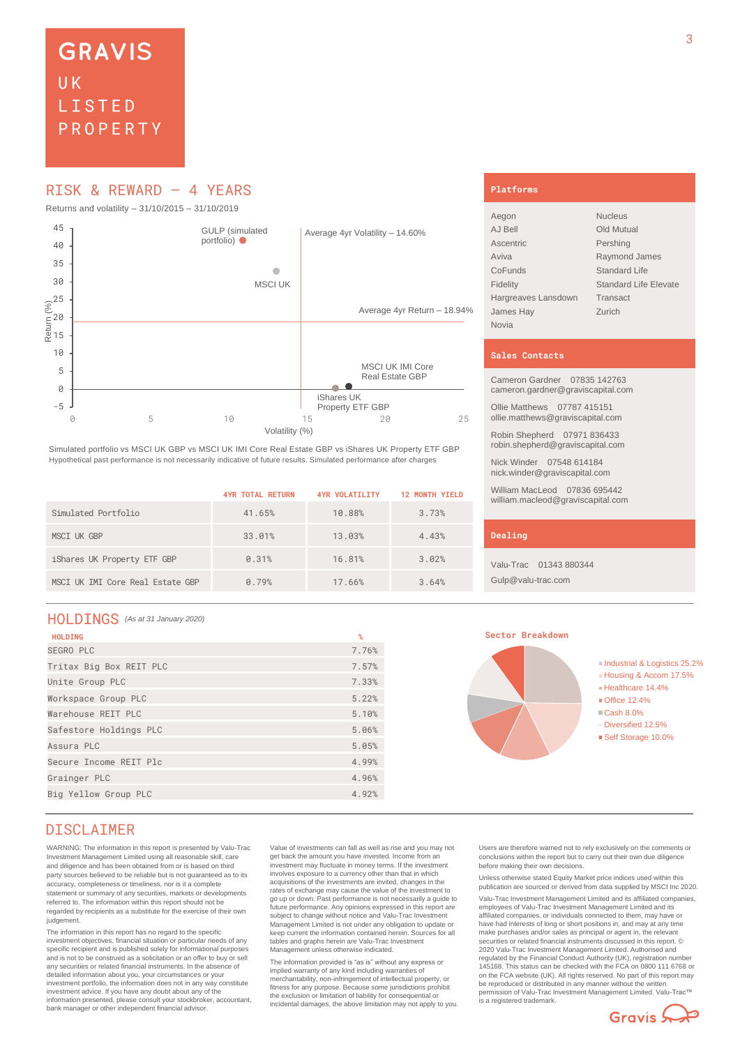# GRAVIS
## UK LISTED PROPERTY

## RISK & REWARD – 4 YEARS

Returns and volatility – 31/10/2015 – 31/10/2019

Return (%)
45
40
35
30
25
20
15
10
5
0
-5
0 5 10 15 20 25
Volatility (%)

GULP (simulated portfolio)
MSCI UK
Average 4yr Volatility – 14.60%
Average 4yr Return – 18.94%
MSCI UK IMI Core Real Estate GBP
iShares UK Property ETF GBP

Simulated portfolio vs MSCI UK GBP vs MSCI UK IMI Core Real Estate GBP vs iShares UK Property ETF GBP
Hypothetical past performance is not necessarily indicative of future results. Simulated performance after charges

| | 4YR TOTAL RETURN | 4YR VOLATILITY | 12 MONTH YIELD |
|---|---|---|---|
| Simulated Portfolio | 41.65% | 10.88% | 3.73% |
| MSCI UK GBP | 33.01% | 13.03% | 4.43% |
| iShares UK Property ETF GBP | 0.31% | 16.81% | 3.02% |
| MSCI UK IMI Core Real Estate GBP | 0.79% | 17.66% | 3.64% |

### Platforms

Aegon
AJ Bell
Ascentric
Aviva
CoFunds
Fidelity
Hargreaves Lansdown
James Hay
Novia
Nucleus
Old Mutual
Pershing
Raymond James
Standard Life
Standard Life Elevate
Transact
Zurich

### Sales Contacts

Cameron Gardner 07835 142763
cameron.gardner@graviscapital.com

Ollie Matthews 07787 415151
ollie.matthews@graviscapital.com

Robin Shepherd 07971 836433
robin.shepherd@graviscapital.com

Nick Winder 07548 614184
nick.winder@graviscapital.com

William MacLeod 07836 695442
william.macleod@graviscapital.com

### Dealing

Valu-Trac 01343 880344
Gulp@valu-trac.com

## HOLDINGS *(As at 31 January 2020)*

| HOLDING | % |
|---|---|
| SEGRO PLC | 7.76% |
| Tritax Big Box REIT PLC | 7.57% |
| Unite Group PLC | 7.33% |
| Workspace Group PLC | 5.22% |
| Warehouse REIT PLC | 5.10% |
| Safestore Holdings PLC | 5.06% |
| Assura PLC | 5.05% |
| Secure Income REIT Plc | 4.99% |
| Grainger PLC | 4.96% |
| Big Yellow Group PLC | 4.92% |

### Sector Breakdown

Industrial & Logistics 25.2%
Housing & Accom 17.5%
Healthcare 14.4%
Office 12.4%
Cash 8.0%
Diversified 12.5%
Self Storage 10.0%

## DISCLAIMER

WARNING: The information in this report is presented by Valu-Trac Investment Management Limited using all reasonable skill, care and diligence and has been obtained from or is based on third party sources believed to be reliable but is not guaranteed as to its accuracy, completeness or timeliness, nor is it a complete statement or summary of any securities, markets or developments referred to. The information within this report should not be regarded by recipients as a substitute for the exercise of their own judgement.

The information in this report has no regard to the specific investment objectives, financial situation or particular needs of any specific recipient and is published solely for informational purposes and is not to be construed as a solicitation or an offer to buy or sell any securities or related financial instruments. In the absence of detailed information about you, your circumstances or your investment portfolio, the information does not in any way constitute investment advice. If you have any doubt about any of the information presented, please consult your stockbroker, accountant, bank manager or other independent financial advisor.

Value of investments can fall as well as rise and you may not get back the amount you have invested. Income from an investment may fluctuate in money terms. If the investment involves exposure to a currency other than that in which acquisitions of the investments are invited, changes in the rates of exchange may cause the value of the investment to go up or down. Past performance is not necessarily a guide to future performance. Any opinions expressed in this report are subject to change without notice and Valu-Trac Investment Management Limited is not under any obligation to update or keep current the information contained herein. Sources for all tables and graphs herein are Valu-Trac Investment Management unless otherwise indicated.

The information provided is "as is" without any express or implied warranty of any kind including warranties of merchantability, non-infringement of intellectual property, or fitness for any purpose. Because some jurisdictions prohibit the exclusion or limitation of liability for consequential or incidental damages, the above limitation may not apply to you.

Users are therefore warned not to rely exclusively on the comments or conclusions within the report but to carry out their own due diligence before making their own decisions.

Unless otherwise stated Equity Market price indices used within this publication are sourced or derived from data supplied by MSCI Inc 2020.

Valu-Trac Investment Management Limited and its affiliated companies, employees of Valu-Trac Investment Management Limited and its affiliated companies, or individuals connected to them, may have or have had interests of long or short positions in, and may at any time make purchases and/or sales as principal or agent in, the relevant securities or related financial instruments discussed in this report. © 2020 Valu-Trac Investment Management Limited. Authorised and regulated by the Financial Conduct Authority (UK), registration number 145168. This status can be checked with the FCA on 0800 111 6768 or on the FCA website (UK). All rights reserved. No part of this report may be reproduced or distributed in any manner without the written permission of Valu-Trac Investment Management Limited. Valu-Trac™ is a registered trademark.

Gravis